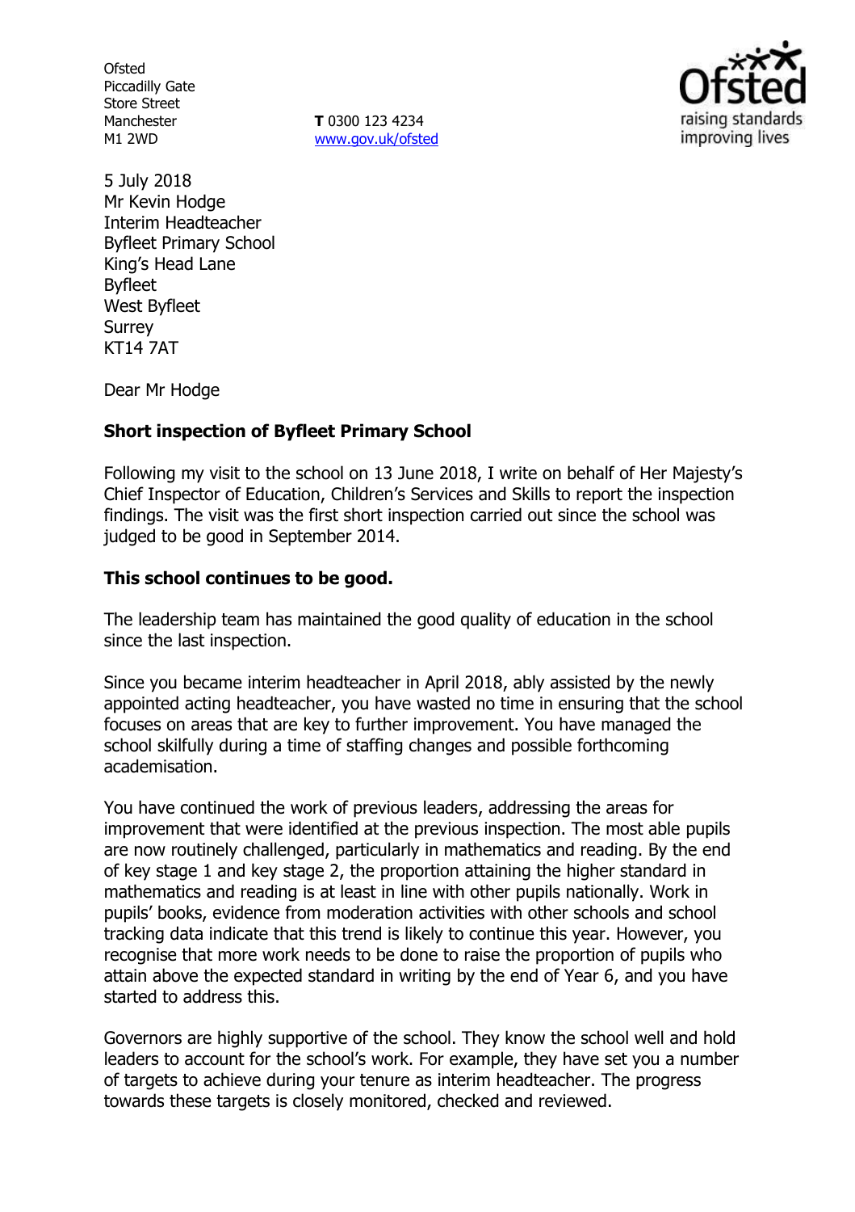Ofsted
Piccadilly Gate
Store Street
Manchester
M1 2WD

**T** 0300 123 4234
www.gov.uk/ofsted

5 July 2018
Mr Kevin Hodge
Interim Headteacher
Byfleet Primary School
King's Head Lane
Byfleet
West Byfleet
Surrey
KT14 7AT

Dear Mr Hodge

**Short inspection of Byfleet Primary School**

Following my visit to the school on 13 June 2018, I write on behalf of Her Majesty's Chief Inspector of Education, Children's Services and Skills to report the inspection findings. The visit was the first short inspection carried out since the school was judged to be good in September 2014.

**This school continues to be good.**

The leadership team has maintained the good quality of education in the school since the last inspection.

Since you became interim headteacher in April 2018, ably assisted by the newly appointed acting headteacher, you have wasted no time in ensuring that the school focuses on areas that are key to further improvement. You have managed the school skilfully during a time of staffing changes and possible forthcoming academisation.

You have continued the work of previous leaders, addressing the areas for improvement that were identified at the previous inspection. The most able pupils are now routinely challenged, particularly in mathematics and reading. By the end of key stage 1 and key stage 2, the proportion attaining the higher standard in mathematics and reading is at least in line with other pupils nationally. Work in pupils' books, evidence from moderation activities with other schools and school tracking data indicate that this trend is likely to continue this year. However, you recognise that more work needs to be done to raise the proportion of pupils who attain above the expected standard in writing by the end of Year 6, and you have started to address this.

Governors are highly supportive of the school. They know the school well and hold leaders to account for the school's work. For example, they have set you a number of targets to achieve during your tenure as interim headteacher. The progress towards these targets is closely monitored, checked and reviewed.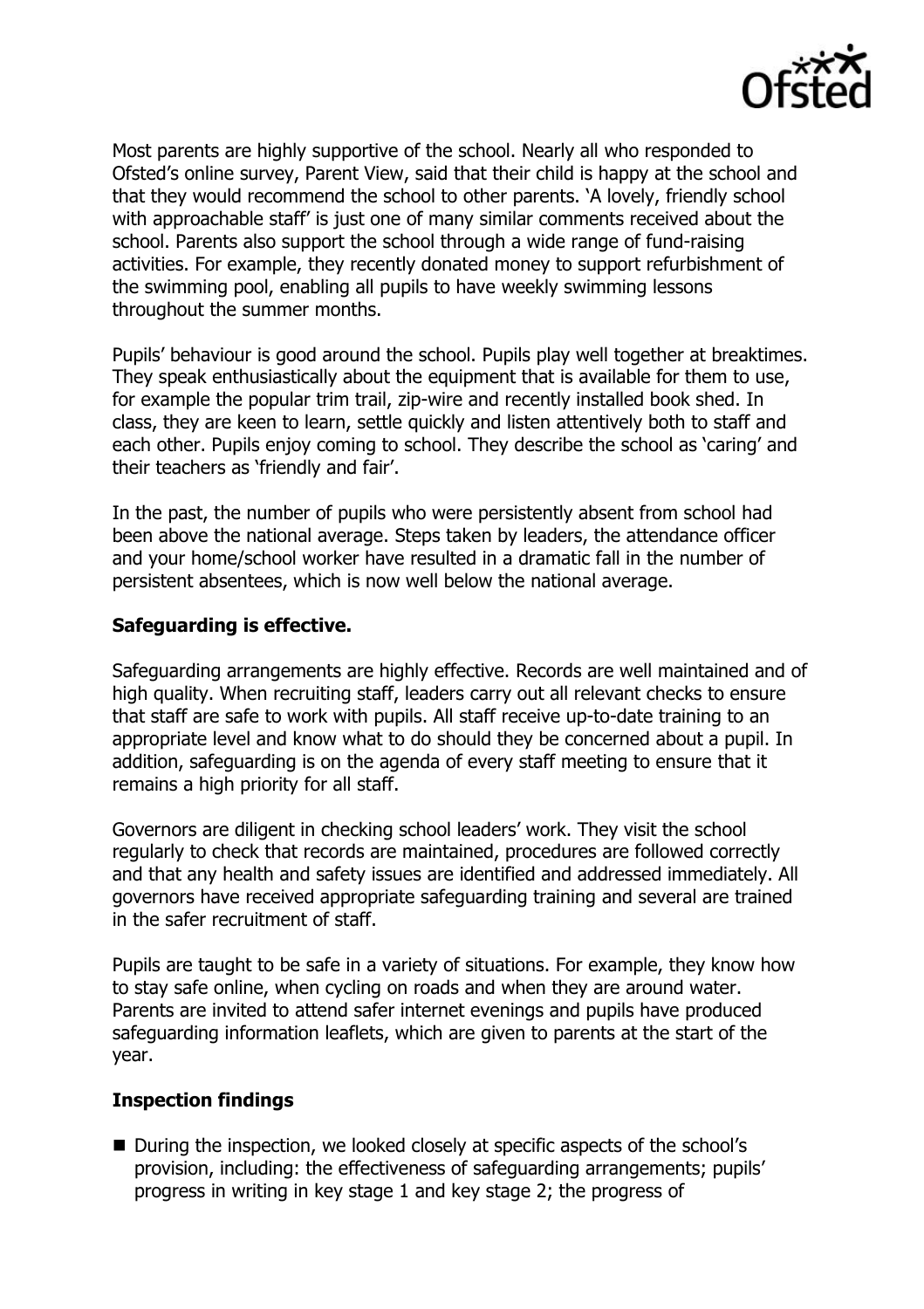Most parents are highly supportive of the school. Nearly all who responded to Ofsted's online survey, Parent View, said that their child is happy at the school and that they would recommend the school to other parents. 'A lovely, friendly school with approachable staff' is just one of many similar comments received about the school. Parents also support the school through a wide range of fund-raising activities. For example, they recently donated money to support refurbishment of the swimming pool, enabling all pupils to have weekly swimming lessons throughout the summer months.

Pupils' behaviour is good around the school. Pupils play well together at breaktimes. They speak enthusiastically about the equipment that is available for them to use, for example the popular trim trail, zip-wire and recently installed book shed. In class, they are keen to learn, settle quickly and listen attentively both to staff and each other. Pupils enjoy coming to school. They describe the school as 'caring' and their teachers as 'friendly and fair'.

In the past, the number of pupils who were persistently absent from school had been above the national average. Steps taken by leaders, the attendance officer and your home/school worker have resulted in a dramatic fall in the number of persistent absentees, which is now well below the national average.

### Safeguarding is effective.

Safeguarding arrangements are highly effective. Records are well maintained and of high quality. When recruiting staff, leaders carry out all relevant checks to ensure that staff are safe to work with pupils. All staff receive up-to-date training to an appropriate level and know what to do should they be concerned about a pupil. In addition, safeguarding is on the agenda of every staff meeting to ensure that it remains a high priority for all staff.

Governors are diligent in checking school leaders' work. They visit the school regularly to check that records are maintained, procedures are followed correctly and that any health and safety issues are identified and addressed immediately. All governors have received appropriate safeguarding training and several are trained in the safer recruitment of staff.

Pupils are taught to be safe in a variety of situations. For example, they know how to stay safe online, when cycling on roads and when they are around water. Parents are invited to attend safer internet evenings and pupils have produced safeguarding information leaflets, which are given to parents at the start of the year.

### Inspection findings

- During the inspection, we looked closely at specific aspects of the school's provision, including: the effectiveness of safeguarding arrangements; pupils' progress in writing in key stage 1 and key stage 2; the progress of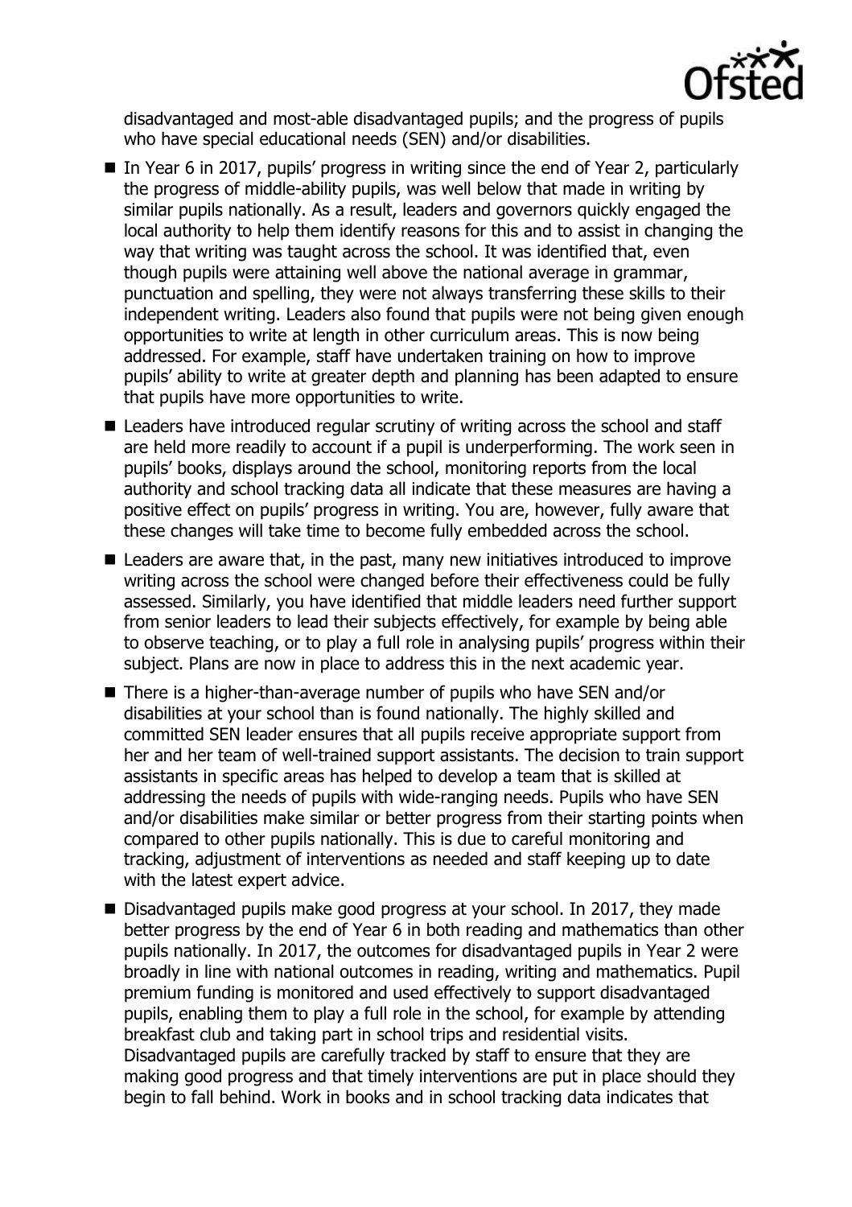disadvantaged and most-able disadvantaged pupils; and the progress of pupils who have special educational needs (SEN) and/or disabilities.

- In Year 6 in 2017, pupils' progress in writing since the end of Year 2, particularly the progress of middle-ability pupils, was well below that made in writing by similar pupils nationally. As a result, leaders and governors quickly engaged the local authority to help them identify reasons for this and to assist in changing the way that writing was taught across the school. It was identified that, even though pupils were attaining well above the national average in grammar, punctuation and spelling, they were not always transferring these skills to their independent writing. Leaders also found that pupils were not being given enough opportunities to write at length in other curriculum areas. This is now being addressed. For example, staff have undertaken training on how to improve pupils' ability to write at greater depth and planning has been adapted to ensure that pupils have more opportunities to write.
- Leaders have introduced regular scrutiny of writing across the school and staff are held more readily to account if a pupil is underperforming. The work seen in pupils' books, displays around the school, monitoring reports from the local authority and school tracking data all indicate that these measures are having a positive effect on pupils' progress in writing. You are, however, fully aware that these changes will take time to become fully embedded across the school.
- Leaders are aware that, in the past, many new initiatives introduced to improve writing across the school were changed before their effectiveness could be fully assessed. Similarly, you have identified that middle leaders need further support from senior leaders to lead their subjects effectively, for example by being able to observe teaching, or to play a full role in analysing pupils' progress within their subject. Plans are now in place to address this in the next academic year.
- There is a higher-than-average number of pupils who have SEN and/or disabilities at your school than is found nationally. The highly skilled and committed SEN leader ensures that all pupils receive appropriate support from her and her team of well-trained support assistants. The decision to train support assistants in specific areas has helped to develop a team that is skilled at addressing the needs of pupils with wide-ranging needs. Pupils who have SEN and/or disabilities make similar or better progress from their starting points when compared to other pupils nationally. This is due to careful monitoring and tracking, adjustment of interventions as needed and staff keeping up to date with the latest expert advice.
- Disadvantaged pupils make good progress at your school. In 2017, they made better progress by the end of Year 6 in both reading and mathematics than other pupils nationally. In 2017, the outcomes for disadvantaged pupils in Year 2 were broadly in line with national outcomes in reading, writing and mathematics. Pupil premium funding is monitored and used effectively to support disadvantaged pupils, enabling them to play a full role in the school, for example by attending breakfast club and taking part in school trips and residential visits. Disadvantaged pupils are carefully tracked by staff to ensure that they are making good progress and that timely interventions are put in place should they begin to fall behind. Work in books and in school tracking data indicates that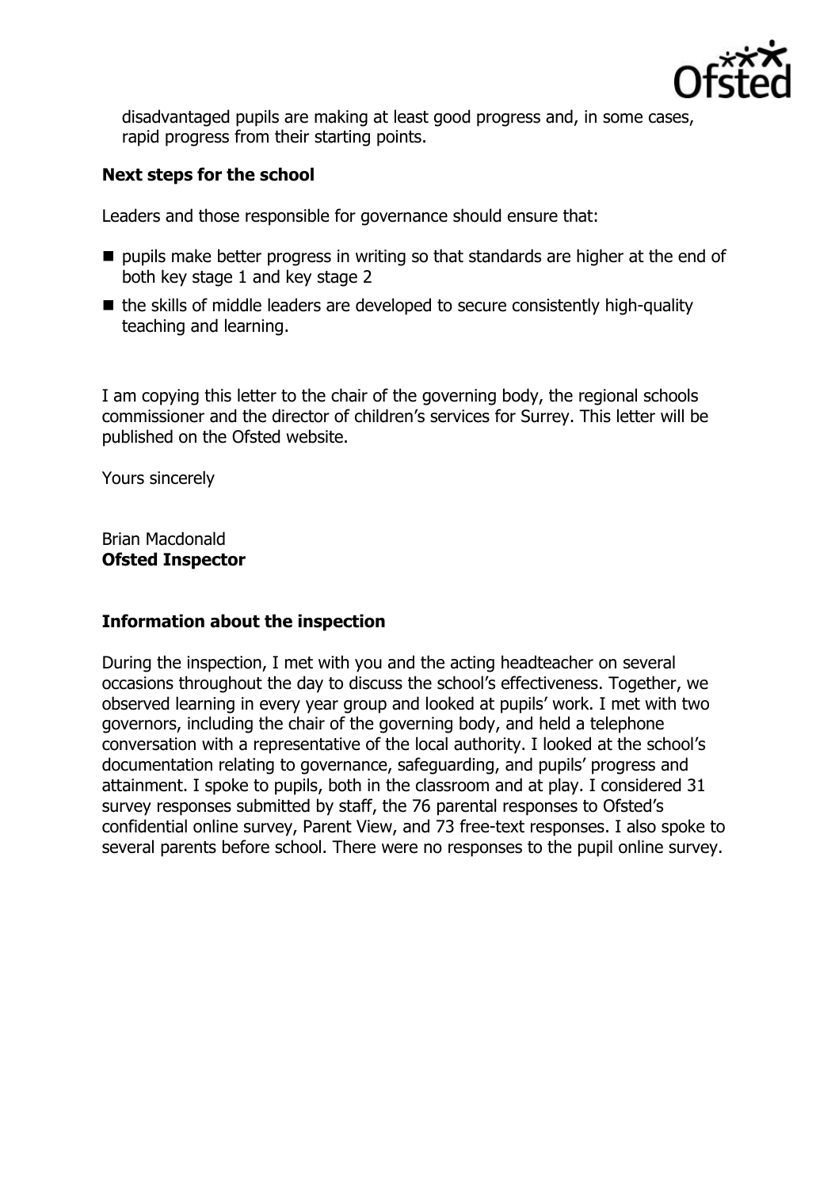disadvantaged pupils are making at least good progress and, in some cases, rapid progress from their starting points.

**Next steps for the school**

Leaders and those responsible for governance should ensure that:

- pupils make better progress in writing so that standards are higher at the end of both key stage 1 and key stage 2
- the skills of middle leaders are developed to secure consistently high-quality teaching and learning.

I am copying this letter to the chair of the governing body, the regional schools commissioner and the director of children's services for Surrey. This letter will be published on the Ofsted website.

Yours sincerely

Brian Macdonald
**Ofsted Inspector**

## Information about the inspection

During the inspection, I met with you and the acting headteacher on several occasions throughout the day to discuss the school's effectiveness. Together, we observed learning in every year group and looked at pupils' work. I met with two governors, including the chair of the governing body, and held a telephone conversation with a representative of the local authority. I looked at the school's documentation relating to governance, safeguarding, and pupils' progress and attainment. I spoke to pupils, both in the classroom and at play. I considered 31 survey responses submitted by staff, the 76 parental responses to Ofsted's confidential online survey, Parent View, and 73 free-text responses. I also spoke to several parents before school. There were no responses to the pupil online survey.